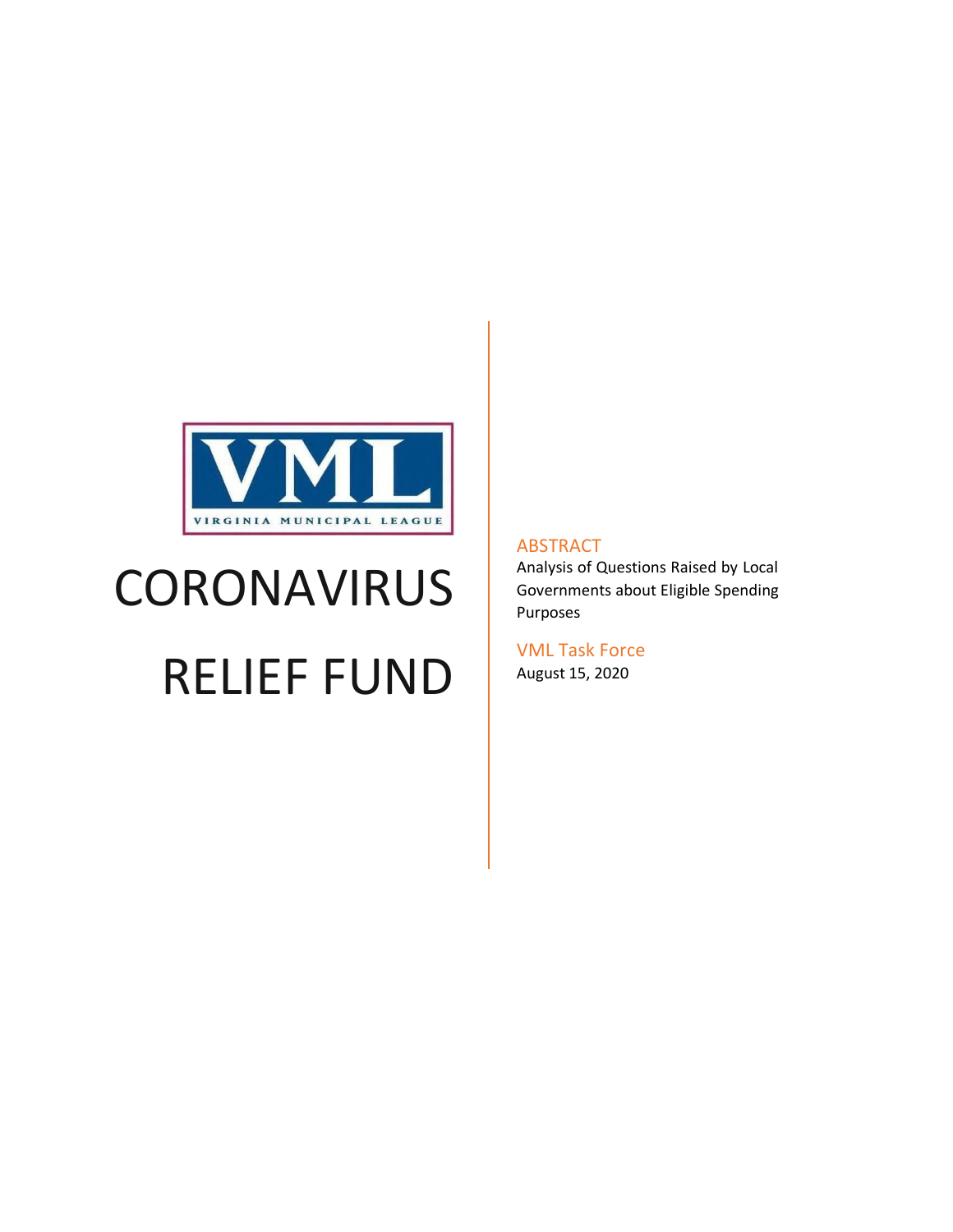VML

VIRGINIA MUNICIPAL LEAGUE

# CORONAVIRUS RELIEF FUND

## ABSTRACT

Analysis of Questions Raised by Local Governments about Eligible Spending Purposes

## VML Task Force

August 15, 2020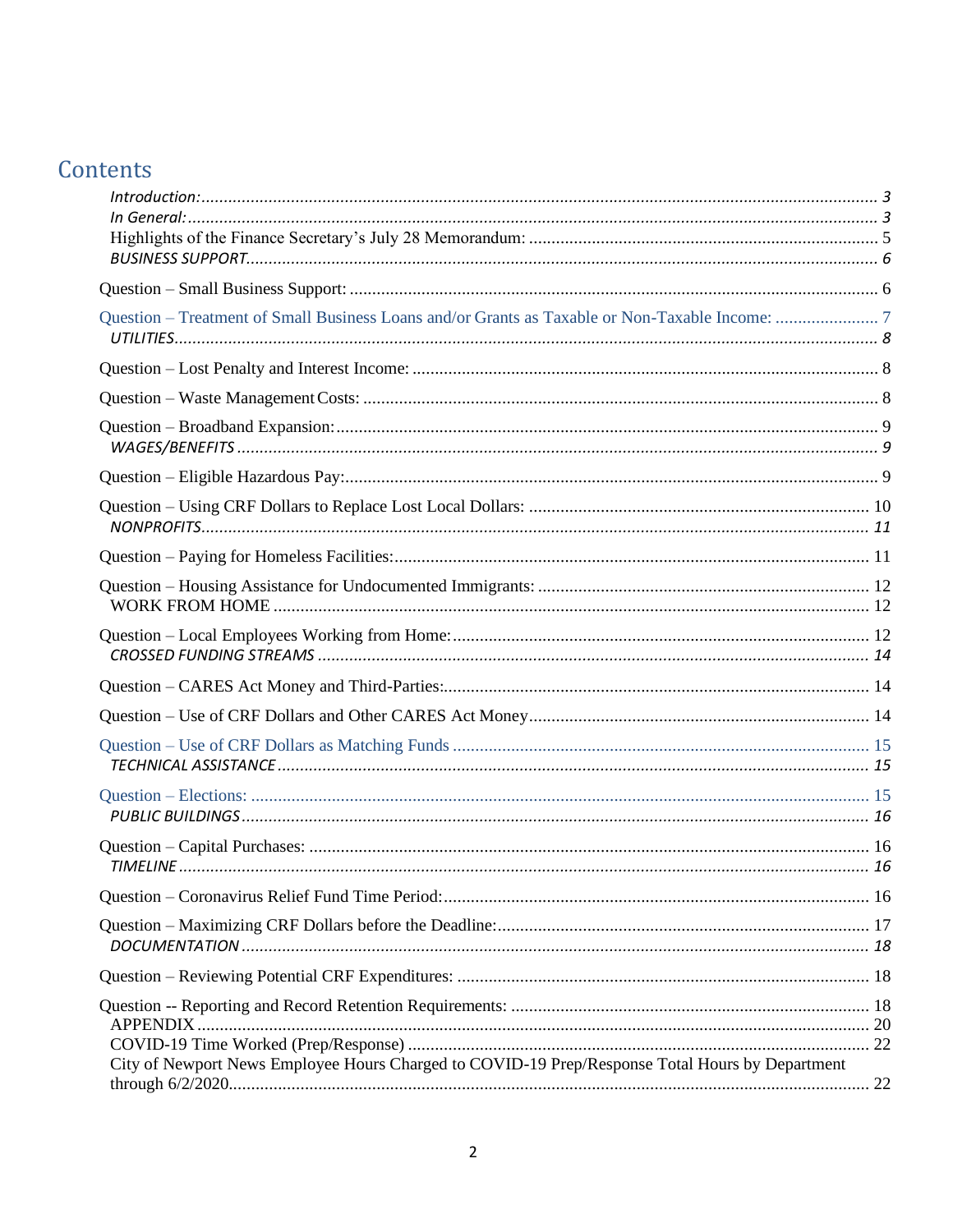# Contents

*Introduction:* ........ 3

*In General:* ........ 3

Highlights of the Finance Secretary's July 28 Memorandum: ........ 5

*BUSINESS SUPPORT* ........ 6

Question – Small Business Support: ........ 6

Question – Treatment of Small Business Loans and/or Grants as Taxable or Non-Taxable Income: ........ 7

*UTILITIES* ........ 8

Question – Lost Penalty and Interest Income: ........ 8

Question – Waste Management Costs: ........ 8

Question – Broadband Expansion: ........ 9

*WAGES/BENEFITS* ........ 9

Question – Eligible Hazardous Pay: ........ 9

Question – Using CRF Dollars to Replace Lost Local Dollars: ........ 10

*NONPROFITS* ........ 11

Question – Paying for Homeless Facilities: ........ 11

Question – Housing Assistance for Undocumented Immigrants: ........ 12

WORK FROM HOME ........ 12

Question – Local Employees Working from Home: ........ 12

*CROSSED FUNDING STREAMS* ........ 14

Question – CARES Act Money and Third-Parties: ........ 14

Question – Use of CRF Dollars and Other CARES Act Money ........ 14

Question – Use of CRF Dollars as Matching Funds ........ 15

*TECHNICAL ASSISTANCE* ........ 15

Question – Elections: ........ 15

*PUBLIC BUILDINGS* ........ 16

Question – Capital Purchases: ........ 16

*TIMELINE* ........ 16

Question – Coronavirus Relief Fund Time Period: ........ 16

Question – Maximizing CRF Dollars before the Deadline: ........ 17

*DOCUMENTATION* ........ 18

Question – Reviewing Potential CRF Expenditures: ........ 18

Question -- Reporting and Record Retention Requirements: ........ 18

APPENDIX ........ 20

COVID-19 Time Worked (Prep/Response) ........ 22

City of Newport News Employee Hours Charged to COVID-19 Prep/Response Total Hours by Department through 6/2/2020 ........ 22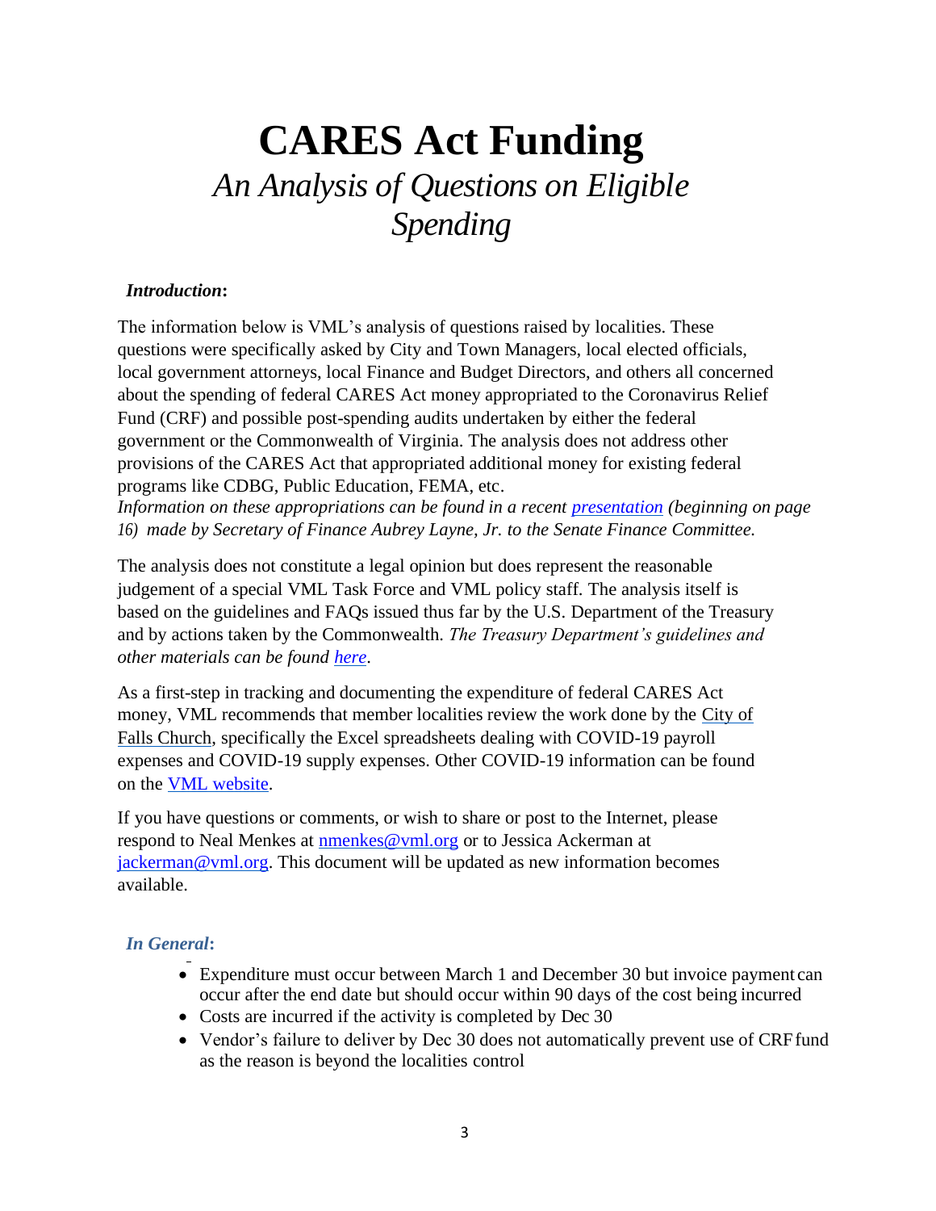# CARES Act Funding

## *An Analysis of Questions on Eligible Spending*

***Introduction*:**

The information below is VML's analysis of questions raised by localities. These questions were specifically asked by City and Town Managers, local elected officials, local government attorneys, local Finance and Budget Directors, and others all concerned about the spending of federal CARES Act money appropriated to the Coronavirus Relief Fund (CRF) and possible post-spending audits undertaken by either the federal government or the Commonwealth of Virginia. The analysis does not address other provisions of the CARES Act that appropriated additional money for existing federal programs like CDBG, Public Education, FEMA, etc.
*Information on these appropriations can be found in a recent presentation (beginning on page 16) made by Secretary of Finance Aubrey Layne, Jr. to the Senate Finance Committee.*

The analysis does not constitute a legal opinion but does represent the reasonable judgement of a special VML Task Force and VML policy staff. The analysis itself is based on the guidelines and FAQs issued thus far by the U.S. Department of the Treasury and by actions taken by the Commonwealth. *The Treasury Department's guidelines and other materials can be found here.*

As a first-step in tracking and documenting the expenditure of federal CARES Act money, VML recommends that member localities review the work done by the City of Falls Church, specifically the Excel spreadsheets dealing with COVID-19 payroll expenses and COVID-19 supply expenses. Other COVID-19 information can be found on the VML website.

If you have questions or comments, or wish to share or post to the Internet, please respond to Neal Menkes at nmenkes@vml.org or to Jessica Ackerman at jackerman@vml.org. This document will be updated as new information becomes available.

### *In General*:

- Expenditure must occur between March 1 and December 30 but invoice payment can occur after the end date but should occur within 90 days of the cost being incurred
- Costs are incurred if the activity is completed by Dec 30
- Vendor's failure to deliver by Dec 30 does not automatically prevent use of CRF fund as the reason is beyond the localities control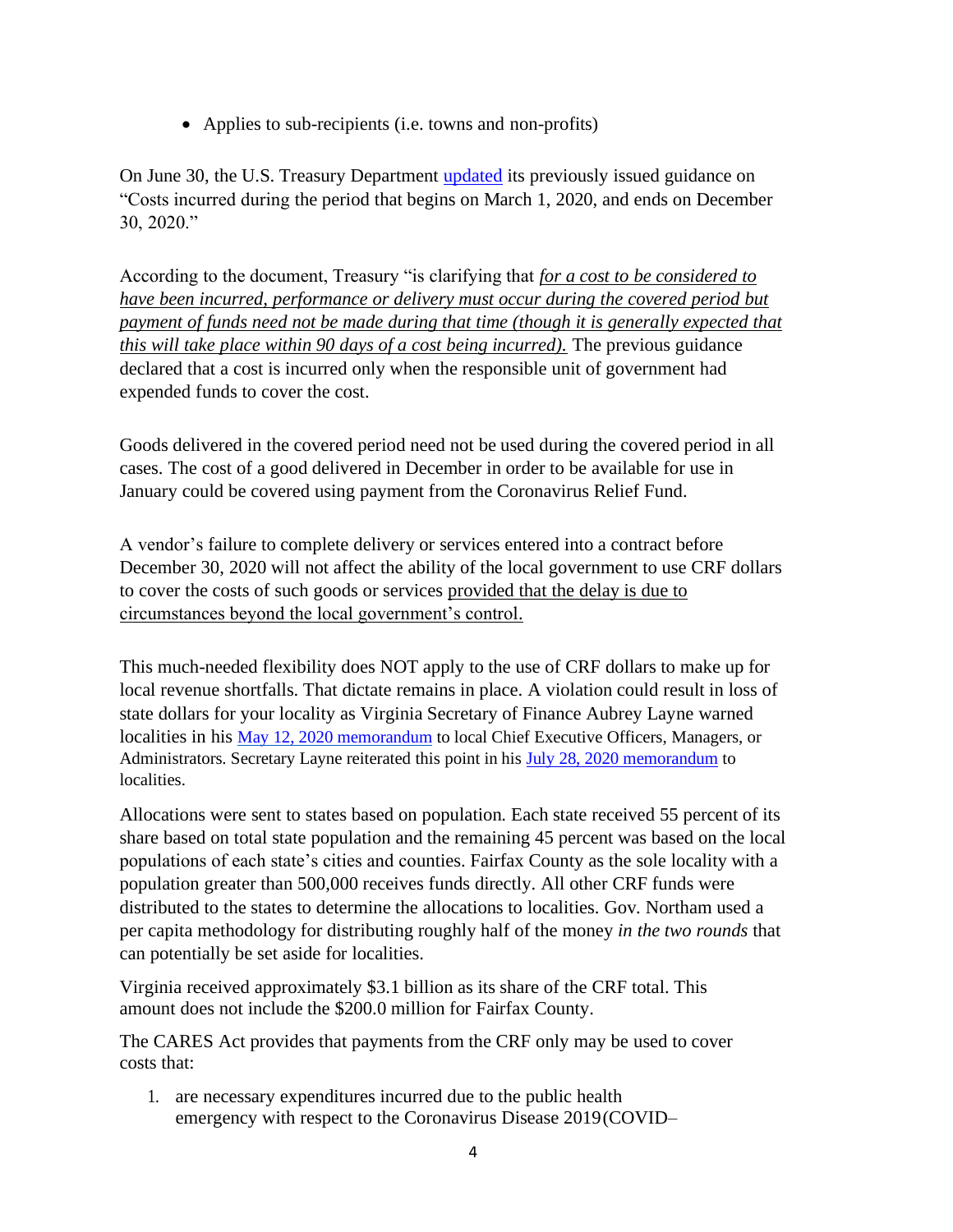- Applies to sub-recipients (i.e. towns and non-profits)

On June 30, the U.S. Treasury Department [updated](updated) its previously issued guidance on "Costs incurred during the period that begins on March 1, 2020, and ends on December 30, 2020."

According to the document, Treasury "is clarifying that *for a cost to be considered to have been incurred, performance or delivery must occur during the covered period but payment of funds need not be made during that time (though it is generally expected that this will take place within 90 days of a cost being incurred).* The previous guidance declared that a cost is incurred only when the responsible unit of government had expended funds to cover the cost.

Goods delivered in the covered period need not be used during the covered period in all cases. The cost of a good delivered in December in order to be available for use in January could be covered using payment from the Coronavirus Relief Fund.

A vendor's failure to complete delivery or services entered into a contract before December 30, 2020 will not affect the ability of the local government to use CRF dollars to cover the costs of such goods or services provided that the delay is due to circumstances beyond the local government's control.

This much-needed flexibility does NOT apply to the use of CRF dollars to make up for local revenue shortfalls. That dictate remains in place. A violation could result in loss of state dollars for your locality as Virginia Secretary of Finance Aubrey Layne warned localities in his May 12, 2020 memorandum to local Chief Executive Officers, Managers, or Administrators. Secretary Layne reiterated this point in his July 28, 2020 memorandum to localities.

Allocations were sent to states based on population. Each state received 55 percent of its share based on total state population and the remaining 45 percent was based on the local populations of each state's cities and counties. Fairfax County as the sole locality with a population greater than 500,000 receives funds directly. All other CRF funds were distributed to the states to determine the allocations to localities. Gov. Northam used a per capita methodology for distributing roughly half of the money *in the two rounds* that can potentially be set aside for localities.

Virginia received approximately $3.1 billion as its share of the CRF total. This amount does not include the $200.0 million for Fairfax County.

The CARES Act provides that payments from the CRF only may be used to cover costs that:

1. are necessary expenditures incurred due to the public health emergency with respect to the Coronavirus Disease 2019 (COVID–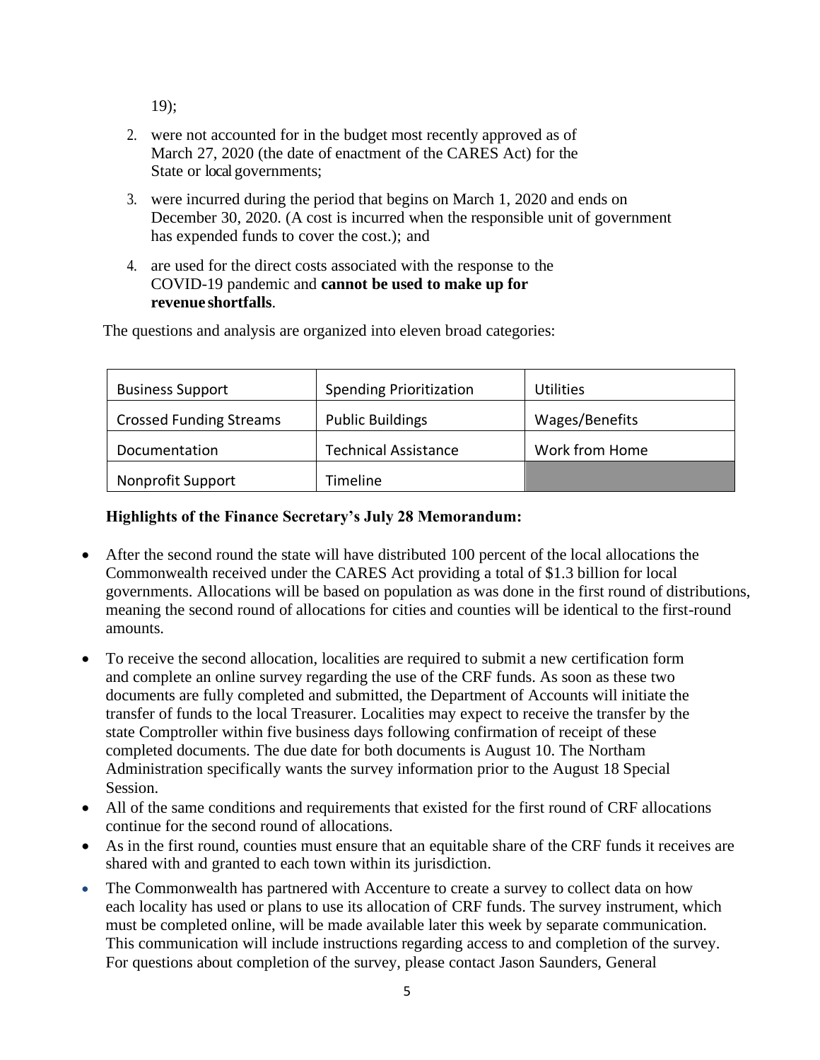19);

2. were not accounted for in the budget most recently approved as of March 27, 2020 (the date of enactment of the CARES Act) for the State or local governments;
3. were incurred during the period that begins on March 1, 2020 and ends on December 30, 2020. (A cost is incurred when the responsible unit of government has expended funds to cover the cost.); and
4. are used for the direct costs associated with the response to the COVID-19 pandemic and **cannot be used to make up for revenue shortfalls**.

The questions and analysis are organized into eleven broad categories:

| | | |
|---|---|---|
| Business Support | Spending Prioritization | Utilities |
| Crossed Funding Streams | Public Buildings | Wages/Benefits |
| Documentation | Technical Assistance | Work from Home |
| Nonprofit Support | Timeline | |

**Highlights of the Finance Secretary's July 28 Memorandum:**

- After the second round the state will have distributed 100 percent of the local allocations the Commonwealth received under the CARES Act providing a total of $1.3 billion for local governments. Allocations will be based on population as was done in the first round of distributions, meaning the second round of allocations for cities and counties will be identical to the first-round amounts.
- To receive the second allocation, localities are required to submit a new certification form and complete an online survey regarding the use of the CRF funds. As soon as these two documents are fully completed and submitted, the Department of Accounts will initiate the transfer of funds to the local Treasurer. Localities may expect to receive the transfer by the state Comptroller within five business days following confirmation of receipt of these completed documents. The due date for both documents is August 10. The Northam Administration specifically wants the survey information prior to the August 18 Special Session.
- All of the same conditions and requirements that existed for the first round of CRF allocations continue for the second round of allocations.
- As in the first round, counties must ensure that an equitable share of the CRF funds it receives are shared with and granted to each town within its jurisdiction.
- The Commonwealth has partnered with Accenture to create a survey to collect data on how each locality has used or plans to use its allocation of CRF funds. The survey instrument, which must be completed online, will be made available later this week by separate communication. This communication will include instructions regarding access to and completion of the survey. For questions about completion of the survey, please contact Jason Saunders, General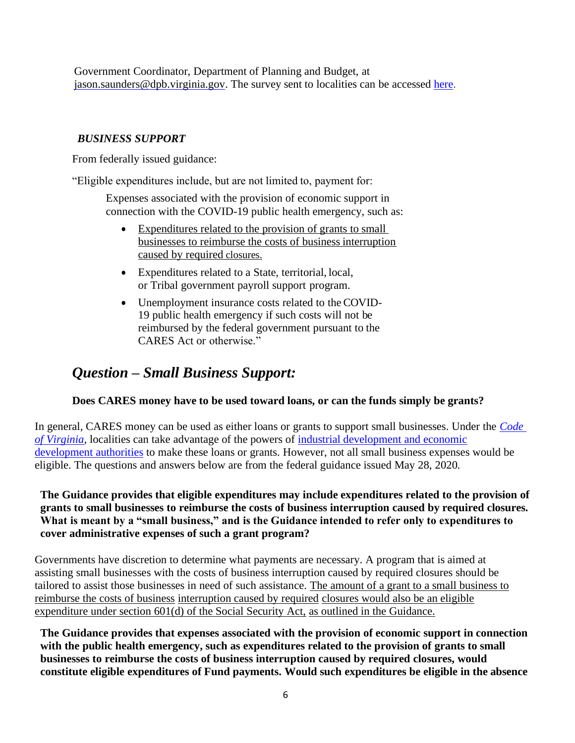Government Coordinator, Department of Planning and Budget, at [jason.saunders@dpb.virginia.gov](mailto:jason.saunders@dpb.virginia.gov). The survey sent to localities can be accessed [here](#).

***BUSINESS SUPPORT***

From federally issued guidance:

"Eligible expenditures include, but are not limited to, payment for:

> Expenses associated with the provision of economic support in connection with the COVID-19 public health emergency, such as:
>
> - Expenditures related to the provision of grants to small businesses to reimburse the costs of business interruption caused by required closures.
> - Expenditures related to a State, territorial, local, or Tribal government payroll support program.
> - Unemployment insurance costs related to the COVID-19 public health emergency if such costs will not be reimbursed by the federal government pursuant to the CARES Act or otherwise."

## *Question – Small Business Support:*

**Does CARES money have to be used toward loans, or can the funds simply be grants?**

In general, CARES money can be used as either loans or grants to support small businesses. Under the [*Code of Virginia*](#), localities can take advantage of the powers of [industrial development and economic development authorities](#) to make these loans or grants. However, not all small business expenses would be eligible. The questions and answers below are from the federal guidance issued May 28, 2020.

**The Guidance provides that eligible expenditures may include expenditures related to the provision of grants to small businesses to reimburse the costs of business interruption caused by required closures. What is meant by a "small business," and is the Guidance intended to refer only to expenditures to cover administrative expenses of such a grant program?**

Governments have discretion to determine what payments are necessary. A program that is aimed at assisting small businesses with the costs of business interruption caused by required closures should be tailored to assist those businesses in need of such assistance. The amount of a grant to a small business to reimburse the costs of business interruption caused by required closures would also be an eligible expenditure under section 601(d) of the Social Security Act, as outlined in the Guidance.

**The Guidance provides that expenses associated with the provision of economic support in connection with the public health emergency, such as expenditures related to the provision of grants to small businesses to reimburse the costs of business interruption caused by required closures, would constitute eligible expenditures of Fund payments. Would such expenditures be eligible in the absence**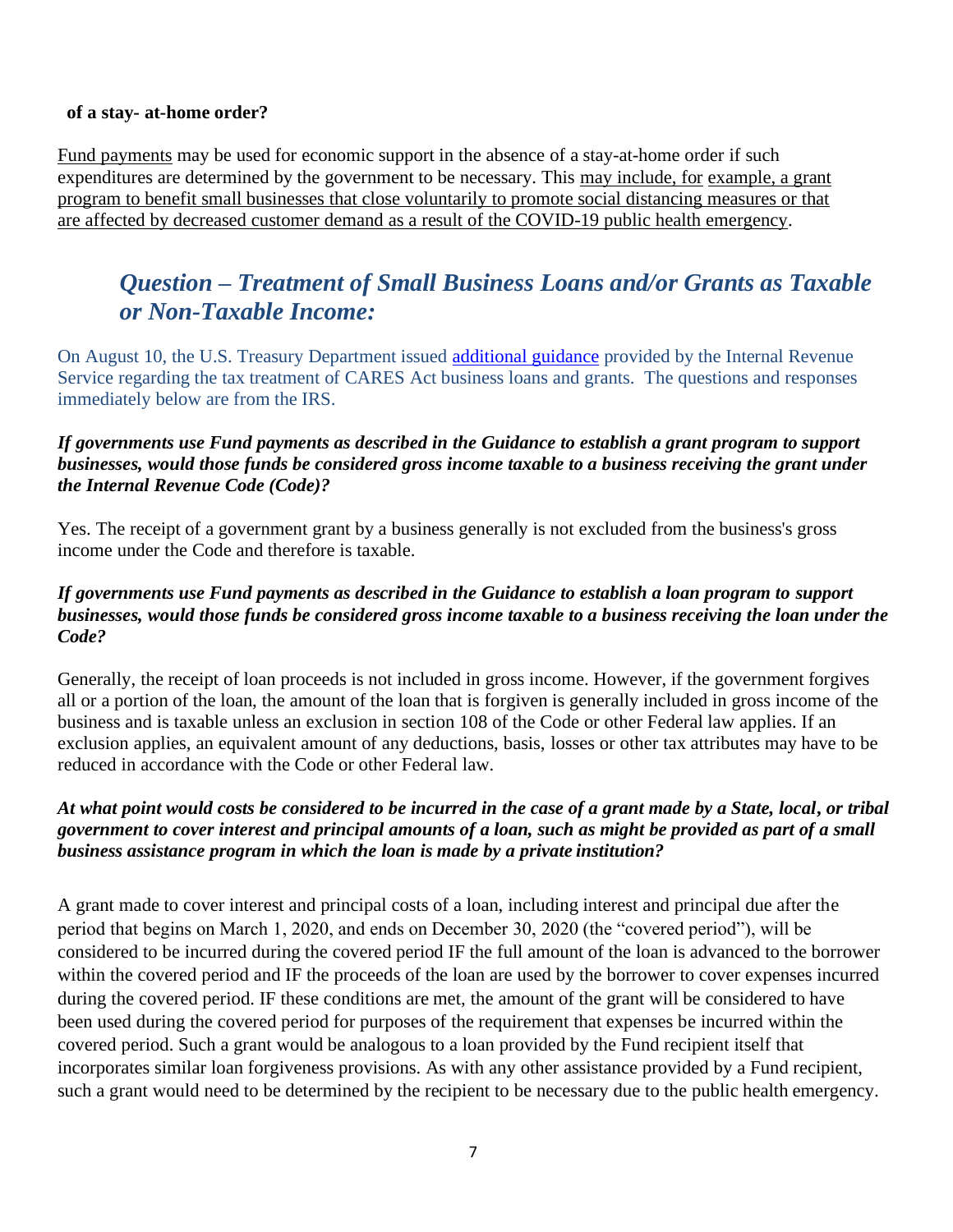**of a stay- at-home order?**

Fund payments may be used for economic support in the absence of a stay-at-home order if such expenditures are determined by the government to be necessary. This may include, for example, a grant program to benefit small businesses that close voluntarily to promote social distancing measures or that are affected by decreased customer demand as a result of the COVID-19 public health emergency.

## *Question – Treatment of Small Business Loans and/or Grants as Taxable or Non-Taxable Income:*

On August 10, the U.S. Treasury Department issued additional guidance provided by the Internal Revenue Service regarding the tax treatment of CARES Act business loans and grants. The questions and responses immediately below are from the IRS.

***If governments use Fund payments as described in the Guidance to establish a grant program to support businesses, would those funds be considered gross income taxable to a business receiving the grant under the Internal Revenue Code (Code)?***

Yes. The receipt of a government grant by a business generally is not excluded from the business's gross income under the Code and therefore is taxable.

***If governments use Fund payments as described in the Guidance to establish a loan program to support businesses, would those funds be considered gross income taxable to a business receiving the loan under the Code?***

Generally, the receipt of loan proceeds is not included in gross income. However, if the government forgives all or a portion of the loan, the amount of the loan that is forgiven is generally included in gross income of the business and is taxable unless an exclusion in section 108 of the Code or other Federal law applies. If an exclusion applies, an equivalent amount of any deductions, basis, losses or other tax attributes may have to be reduced in accordance with the Code or other Federal law.

***At what point would costs be considered to be incurred in the case of a grant made by a State, local, or tribal government to cover interest and principal amounts of a loan, such as might be provided as part of a small business assistance program in which the loan is made by a private institution?***

A grant made to cover interest and principal costs of a loan, including interest and principal due after the period that begins on March 1, 2020, and ends on December 30, 2020 (the "covered period"), will be considered to be incurred during the covered period IF the full amount of the loan is advanced to the borrower within the covered period and IF the proceeds of the loan are used by the borrower to cover expenses incurred during the covered period. IF these conditions are met, the amount of the grant will be considered to have been used during the covered period for purposes of the requirement that expenses be incurred within the covered period. Such a grant would be analogous to a loan provided by the Fund recipient itself that incorporates similar loan forgiveness provisions. As with any other assistance provided by a Fund recipient, such a grant would need to be determined by the recipient to be necessary due to the public health emergency.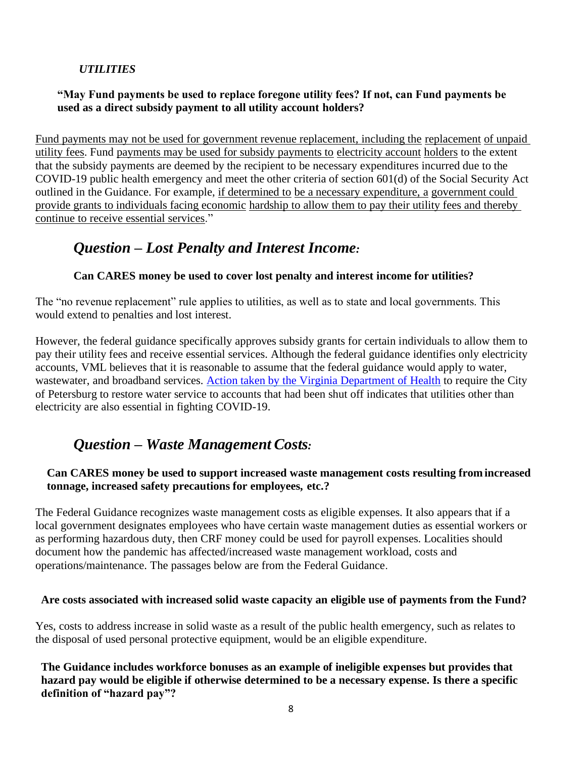***UTILITIES***

**"May Fund payments be used to replace foregone utility fees? If not, can Fund payments be used as a direct subsidy payment to all utility account holders?**

Fund payments may not be used for government revenue replacement, including the replacement of unpaid utility fees. Fund payments may be used for subsidy payments to electricity account holders to the extent that the subsidy payments are deemed by the recipient to be necessary expenditures incurred due to the COVID-19 public health emergency and meet the other criteria of section 601(d) of the Social Security Act outlined in the Guidance. For example, if determined to be a necessary expenditure, a government could provide grants to individuals facing economic hardship to allow them to pay their utility fees and thereby continue to receive essential services."

## *Question – Lost Penalty and Interest Income:*

**Can CARES money be used to cover lost penalty and interest income for utilities?**

The "no revenue replacement" rule applies to utilities, as well as to state and local governments. This would extend to penalties and lost interest.

However, the federal guidance specifically approves subsidy grants for certain individuals to allow them to pay their utility fees and receive essential services. Although the federal guidance identifies only electricity accounts, VML believes that it is reasonable to assume that the federal guidance would apply to water, wastewater, and broadband services. Action taken by the Virginia Department of Health to require the City of Petersburg to restore water service to accounts that had been shut off indicates that utilities other than electricity are also essential in fighting COVID-19.

## *Question – Waste Management Costs:*

**Can CARES money be used to support increased waste management costs resulting from increased tonnage, increased safety precautions for employees, etc.?**

The Federal Guidance recognizes waste management costs as eligible expenses. It also appears that if a local government designates employees who have certain waste management duties as essential workers or as performing hazardous duty, then CRF money could be used for payroll expenses. Localities should document how the pandemic has affected/increased waste management workload, costs and operations/maintenance. The passages below are from the Federal Guidance.

**Are costs associated with increased solid waste capacity an eligible use of payments from the Fund?**

Yes, costs to address increase in solid waste as a result of the public health emergency, such as relates to the disposal of used personal protective equipment, would be an eligible expenditure.

**The Guidance includes workforce bonuses as an example of ineligible expenses but provides that hazard pay would be eligible if otherwise determined to be a necessary expense. Is there a specific definition of "hazard pay"?**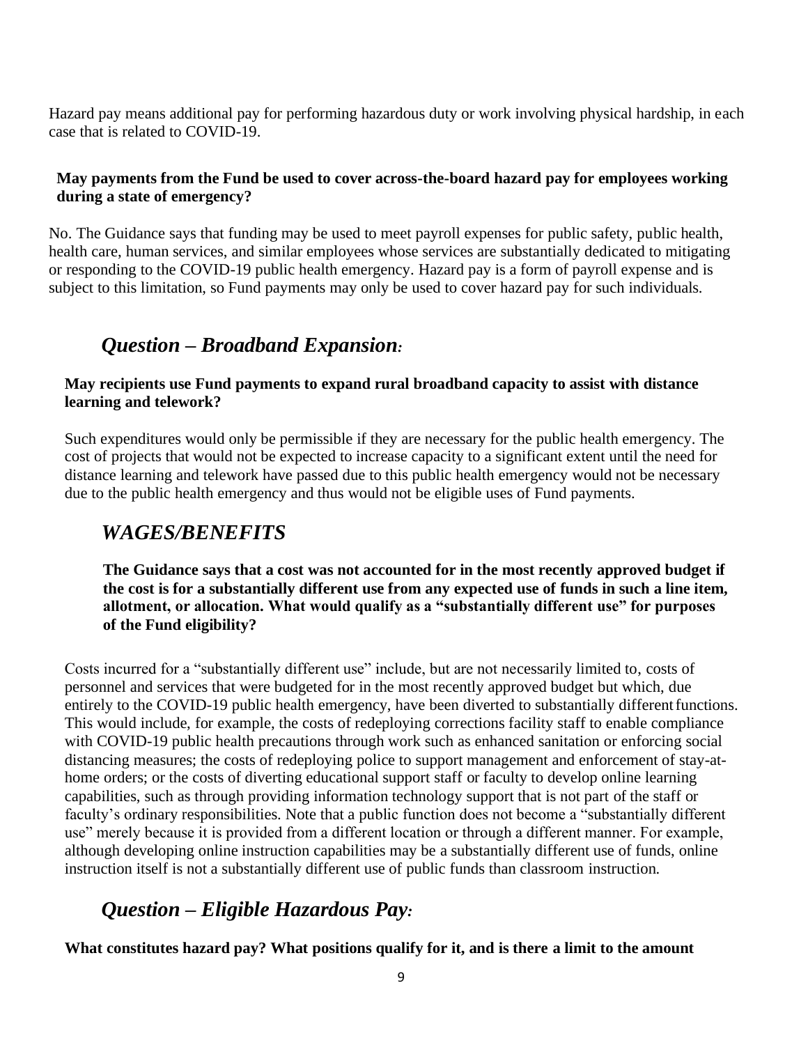Hazard pay means additional pay for performing hazardous duty or work involving physical hardship, in each case that is related to COVID-19.

**May payments from the Fund be used to cover across-the-board hazard pay for employees working during a state of emergency?**

No. The Guidance says that funding may be used to meet payroll expenses for public safety, public health, health care, human services, and similar employees whose services are substantially dedicated to mitigating or responding to the COVID-19 public health emergency. Hazard pay is a form of payroll expense and is subject to this limitation, so Fund payments may only be used to cover hazard pay for such individuals.

## *Question – Broadband Expansion:*

**May recipients use Fund payments to expand rural broadband capacity to assist with distance learning and telework?**

Such expenditures would only be permissible if they are necessary for the public health emergency. The cost of projects that would not be expected to increase capacity to a significant extent until the need for distance learning and telework have passed due to this public health emergency would not be necessary due to the public health emergency and thus would not be eligible uses of Fund payments.

## *WAGES/BENEFITS*

**The Guidance says that a cost was not accounted for in the most recently approved budget if the cost is for a substantially different use from any expected use of funds in such a line item, allotment, or allocation. What would qualify as a "substantially different use" for purposes of the Fund eligibility?**

Costs incurred for a "substantially different use" include, but are not necessarily limited to, costs of personnel and services that were budgeted for in the most recently approved budget but which, due entirely to the COVID-19 public health emergency, have been diverted to substantially different functions. This would include, for example, the costs of redeploying corrections facility staff to enable compliance with COVID-19 public health precautions through work such as enhanced sanitation or enforcing social distancing measures; the costs of redeploying police to support management and enforcement of stay-at-home orders; or the costs of diverting educational support staff or faculty to develop online learning capabilities, such as through providing information technology support that is not part of the staff or faculty's ordinary responsibilities. Note that a public function does not become a "substantially different use" merely because it is provided from a different location or through a different manner. For example, although developing online instruction capabilities may be a substantially different use of funds, online instruction itself is not a substantially different use of public funds than classroom instruction.

## *Question – Eligible Hazardous Pay:*

**What constitutes hazard pay? What positions qualify for it, and is there a limit to the amount**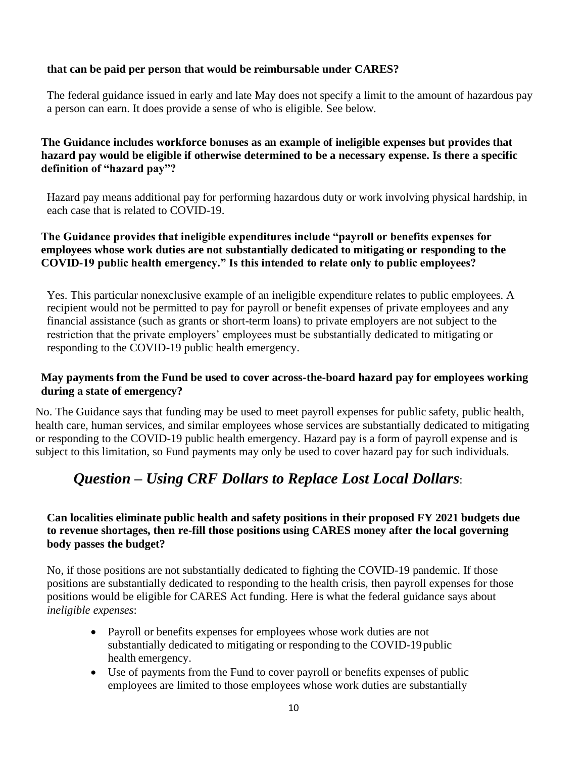**that can be paid per person that would be reimbursable under CARES?**

The federal guidance issued in early and late May does not specify a limit to the amount of hazardous pay a person can earn. It does provide a sense of who is eligible. See below.

**The Guidance includes workforce bonuses as an example of ineligible expenses but provides that hazard pay would be eligible if otherwise determined to be a necessary expense. Is there a specific definition of "hazard pay"?**

Hazard pay means additional pay for performing hazardous duty or work involving physical hardship, in each case that is related to COVID-19.

**The Guidance provides that ineligible expenditures include "payroll or benefits expenses for employees whose work duties are not substantially dedicated to mitigating or responding to the COVID-19 public health emergency." Is this intended to relate only to public employees?**

Yes. This particular nonexclusive example of an ineligible expenditure relates to public employees. A recipient would not be permitted to pay for payroll or benefit expenses of private employees and any financial assistance (such as grants or short-term loans) to private employers are not subject to the restriction that the private employers' employees must be substantially dedicated to mitigating or responding to the COVID-19 public health emergency.

**May payments from the Fund be used to cover across-the-board hazard pay for employees working during a state of emergency?**

No. The Guidance says that funding may be used to meet payroll expenses for public safety, public health, health care, human services, and similar employees whose services are substantially dedicated to mitigating or responding to the COVID-19 public health emergency. Hazard pay is a form of payroll expense and is subject to this limitation, so Fund payments may only be used to cover hazard pay for such individuals.

## *Question – Using CRF Dollars to Replace Lost Local Dollars*:

**Can localities eliminate public health and safety positions in their proposed FY 2021 budgets due to revenue shortages, then re-fill those positions using CARES money after the local governing body passes the budget?**

No, if those positions are not substantially dedicated to fighting the COVID-19 pandemic. If those positions are substantially dedicated to responding to the health crisis, then payroll expenses for those positions would be eligible for CARES Act funding. Here is what the federal guidance says about *ineligible expenses*:

- Payroll or benefits expenses for employees whose work duties are not substantially dedicated to mitigating or responding to the COVID-19 public health emergency.
- Use of payments from the Fund to cover payroll or benefits expenses of public employees are limited to those employees whose work duties are substantially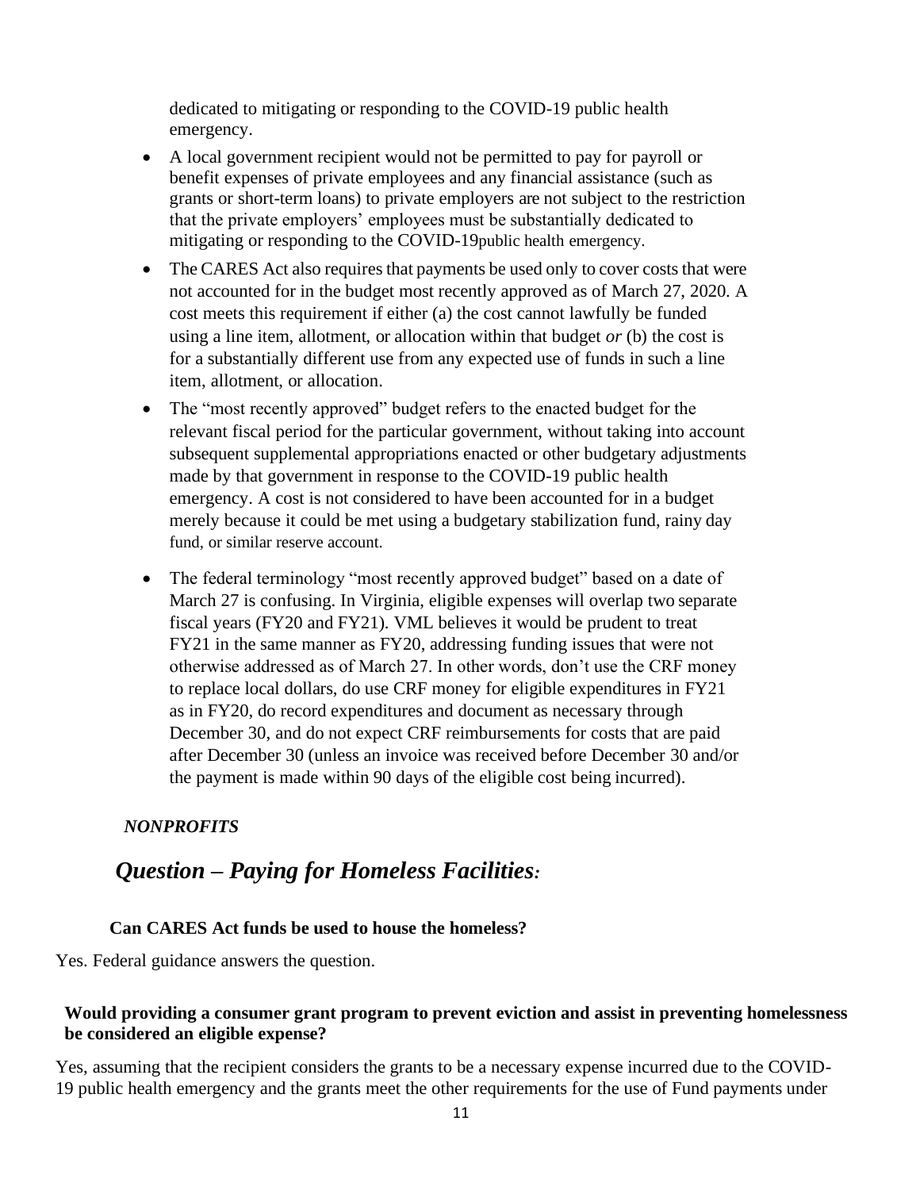dedicated to mitigating or responding to the COVID-19 public health emergency.

- A local government recipient would not be permitted to pay for payroll or benefit expenses of private employees and any financial assistance (such as grants or short-term loans) to private employers are not subject to the restriction that the private employers' employees must be substantially dedicated to mitigating or responding to the COVID-19public health emergency.
- The CARES Act also requires that payments be used only to cover costs that were not accounted for in the budget most recently approved as of March 27, 2020. A cost meets this requirement if either (a) the cost cannot lawfully be funded using a line item, allotment, or allocation within that budget *or* (b) the cost is for a substantially different use from any expected use of funds in such a line item, allotment, or allocation.
- The "most recently approved" budget refers to the enacted budget for the relevant fiscal period for the particular government, without taking into account subsequent supplemental appropriations enacted or other budgetary adjustments made by that government in response to the COVID-19 public health emergency. A cost is not considered to have been accounted for in a budget merely because it could be met using a budgetary stabilization fund, rainy day fund, or similar reserve account.
- The federal terminology "most recently approved budget" based on a date of March 27 is confusing. In Virginia, eligible expenses will overlap two separate fiscal years (FY20 and FY21). VML believes it would be prudent to treat FY21 in the same manner as FY20, addressing funding issues that were not otherwise addressed as of March 27. In other words, don't use the CRF money to replace local dollars, do use CRF money for eligible expenditures in FY21 as in FY20, do record expenditures and document as necessary through December 30, and do not expect CRF reimbursements for costs that are paid after December 30 (unless an invoice was received before December 30 and/or the payment is made within 90 days of the eligible cost being incurred).

***NONPROFITS***

## *Question – Paying for Homeless Facilities:*

**Can CARES Act funds be used to house the homeless?**

Yes. Federal guidance answers the question.

**Would providing a consumer grant program to prevent eviction and assist in preventing homelessness be considered an eligible expense?**

Yes, assuming that the recipient considers the grants to be a necessary expense incurred due to the COVID-19 public health emergency and the grants meet the other requirements for the use of Fund payments under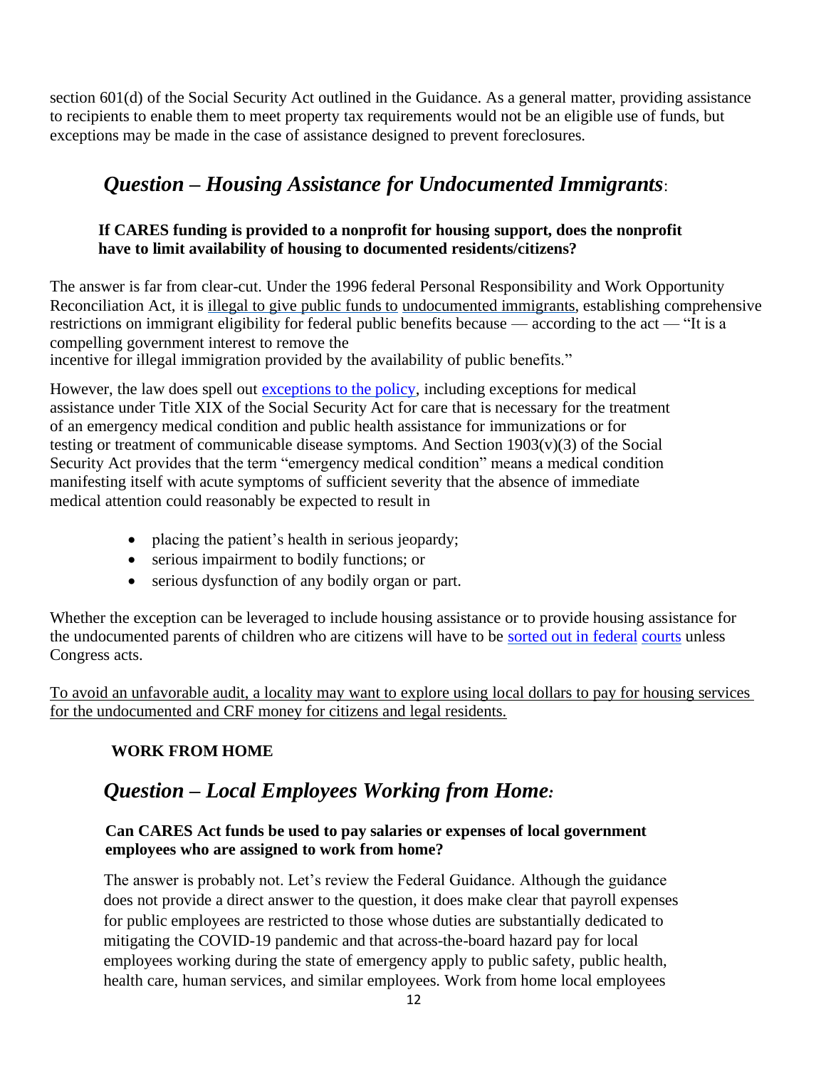section 601(d) of the Social Security Act outlined in the Guidance. As a general matter, providing assistance to recipients to enable them to meet property tax requirements would not be an eligible use of funds, but exceptions may be made in the case of assistance designed to prevent foreclosures.

## *Question – Housing Assistance for Undocumented Immigrants*:

**If CARES funding is provided to a nonprofit for housing support, does the nonprofit have to limit availability of housing to documented residents/citizens?**

The answer is far from clear-cut. Under the 1996 federal Personal Responsibility and Work Opportunity Reconciliation Act, it is illegal to give public funds to undocumented immigrants, establishing comprehensive restrictions on immigrant eligibility for federal public benefits because — according to the act — "It is a compelling government interest to remove the incentive for illegal immigration provided by the availability of public benefits."

However, the law does spell out exceptions to the policy, including exceptions for medical assistance under Title XIX of the Social Security Act for care that is necessary for the treatment of an emergency medical condition and public health assistance for immunizations or for testing or treatment of communicable disease symptoms. And Section 1903(v)(3) of the Social Security Act provides that the term "emergency medical condition" means a medical condition manifesting itself with acute symptoms of sufficient severity that the absence of immediate medical attention could reasonably be expected to result in

- placing the patient's health in serious jeopardy;
- serious impairment to bodily functions; or
- serious dysfunction of any bodily organ or part.

Whether the exception can be leveraged to include housing assistance or to provide housing assistance for the undocumented parents of children who are citizens will have to be sorted out in federal courts unless Congress acts.

To avoid an unfavorable audit, a locality may want to explore using local dollars to pay for housing services for the undocumented and CRF money for citizens and legal residents.

**WORK FROM HOME**

## *Question – Local Employees Working from Home:*

**Can CARES Act funds be used to pay salaries or expenses of local government employees who are assigned to work from home?**

The answer is probably not. Let's review the Federal Guidance. Although the guidance does not provide a direct answer to the question, it does make clear that payroll expenses for public employees are restricted to those whose duties are substantially dedicated to mitigating the COVID-19 pandemic and that across-the-board hazard pay for local employees working during the state of emergency apply to public safety, public health, health care, human services, and similar employees. Work from home local employees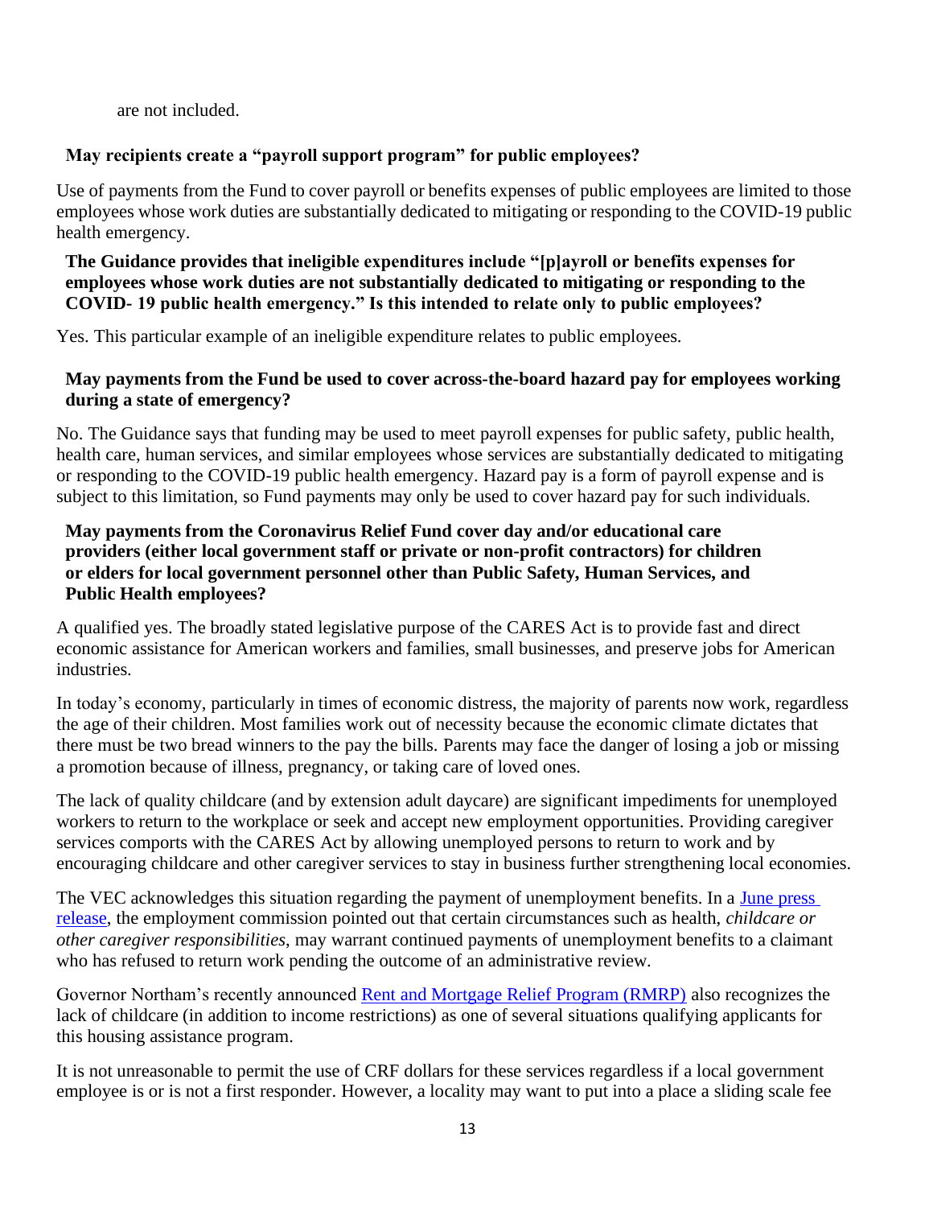are not included.

**May recipients create a "payroll support program" for public employees?**

Use of payments from the Fund to cover payroll or benefits expenses of public employees are limited to those employees whose work duties are substantially dedicated to mitigating or responding to the COVID-19 public health emergency.

**The Guidance provides that ineligible expenditures include "[p]ayroll or benefits expenses for employees whose work duties are not substantially dedicated to mitigating or responding to the COVID- 19 public health emergency." Is this intended to relate only to public employees?**

Yes. This particular example of an ineligible expenditure relates to public employees.

**May payments from the Fund be used to cover across-the-board hazard pay for employees working during a state of emergency?**

No. The Guidance says that funding may be used to meet payroll expenses for public safety, public health, health care, human services, and similar employees whose services are substantially dedicated to mitigating or responding to the COVID-19 public health emergency. Hazard pay is a form of payroll expense and is subject to this limitation, so Fund payments may only be used to cover hazard pay for such individuals.

**May payments from the Coronavirus Relief Fund cover day and/or educational care providers (either local government staff or private or non-profit contractors) for children or elders for local government personnel other than Public Safety, Human Services, and Public Health employees?**

A qualified yes. The broadly stated legislative purpose of the CARES Act is to provide fast and direct economic assistance for American workers and families, small businesses, and preserve jobs for American industries.

In today's economy, particularly in times of economic distress, the majority of parents now work, regardless the age of their children. Most families work out of necessity because the economic climate dictates that there must be two bread winners to the pay the bills. Parents may face the danger of losing a job or missing a promotion because of illness, pregnancy, or taking care of loved ones.

The lack of quality childcare (and by extension adult daycare) are significant impediments for unemployed workers to return to the workplace or seek and accept new employment opportunities. Providing caregiver services comports with the CARES Act by allowing unemployed persons to return to work and by encouraging childcare and other caregiver services to stay in business further strengthening local economies.

The VEC acknowledges this situation regarding the payment of unemployment benefits. In a June press release, the employment commission pointed out that certain circumstances such as health, *childcare or other caregiver responsibilities*, may warrant continued payments of unemployment benefits to a claimant who has refused to return work pending the outcome of an administrative review.

Governor Northam's recently announced Rent and Mortgage Relief Program (RMRP) also recognizes the lack of childcare (in addition to income restrictions) as one of several situations qualifying applicants for this housing assistance program.

It is not unreasonable to permit the use of CRF dollars for these services regardless if a local government employee is or is not a first responder. However, a locality may want to put into a place a sliding scale fee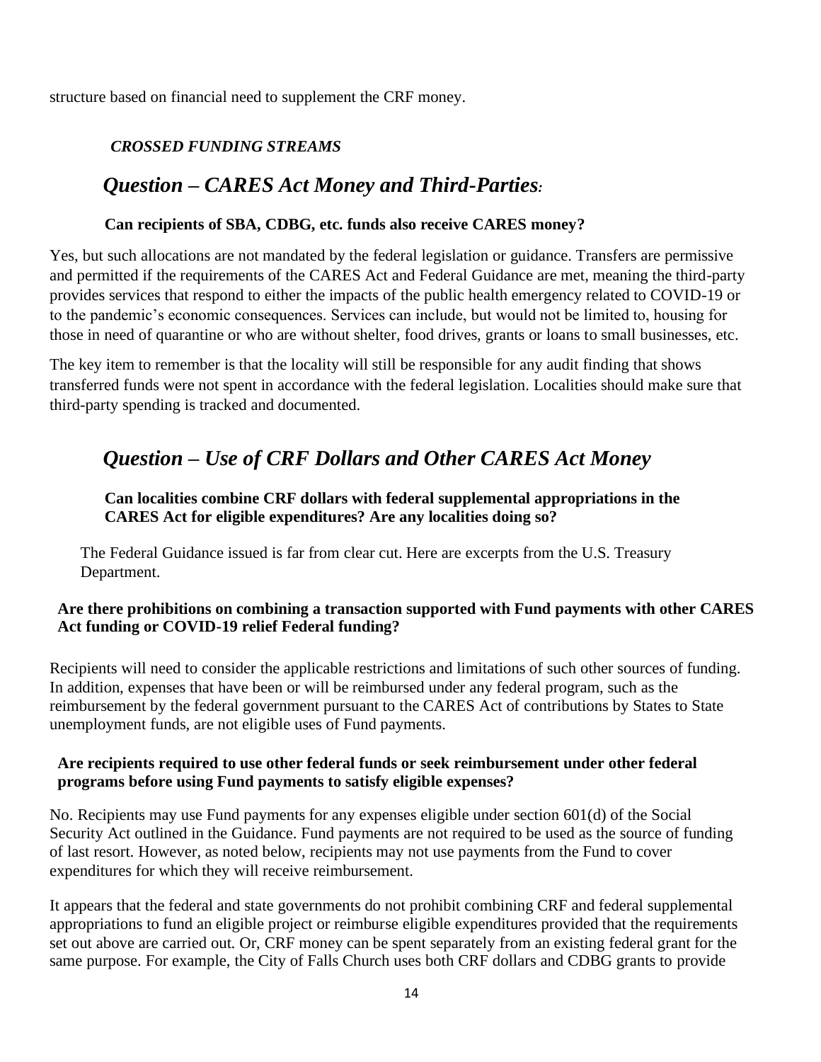structure based on financial need to supplement the CRF money.

***CROSSED FUNDING STREAMS***

## *Question – CARES Act Money and Third-Parties:*

**Can recipients of SBA, CDBG, etc. funds also receive CARES money?**

Yes, but such allocations are not mandated by the federal legislation or guidance. Transfers are permissive and permitted if the requirements of the CARES Act and Federal Guidance are met, meaning the third-party provides services that respond to either the impacts of the public health emergency related to COVID-19 or to the pandemic's economic consequences. Services can include, but would not be limited to, housing for those in need of quarantine or who are without shelter, food drives, grants or loans to small businesses, etc.

The key item to remember is that the locality will still be responsible for any audit finding that shows transferred funds were not spent in accordance with the federal legislation. Localities should make sure that third-party spending is tracked and documented.

## *Question – Use of CRF Dollars and Other CARES Act Money*

**Can localities combine CRF dollars with federal supplemental appropriations in the CARES Act for eligible expenditures? Are any localities doing so?**

The Federal Guidance issued is far from clear cut. Here are excerpts from the U.S. Treasury Department.

**Are there prohibitions on combining a transaction supported with Fund payments with other CARES Act funding or COVID-19 relief Federal funding?**

Recipients will need to consider the applicable restrictions and limitations of such other sources of funding. In addition, expenses that have been or will be reimbursed under any federal program, such as the reimbursement by the federal government pursuant to the CARES Act of contributions by States to State unemployment funds, are not eligible uses of Fund payments.

**Are recipients required to use other federal funds or seek reimbursement under other federal programs before using Fund payments to satisfy eligible expenses?**

No. Recipients may use Fund payments for any expenses eligible under section 601(d) of the Social Security Act outlined in the Guidance. Fund payments are not required to be used as the source of funding of last resort. However, as noted below, recipients may not use payments from the Fund to cover expenditures for which they will receive reimbursement.

It appears that the federal and state governments do not prohibit combining CRF and federal supplemental appropriations to fund an eligible project or reimburse eligible expenditures provided that the requirements set out above are carried out. Or, CRF money can be spent separately from an existing federal grant for the same purpose. For example, the City of Falls Church uses both CRF dollars and CDBG grants to provide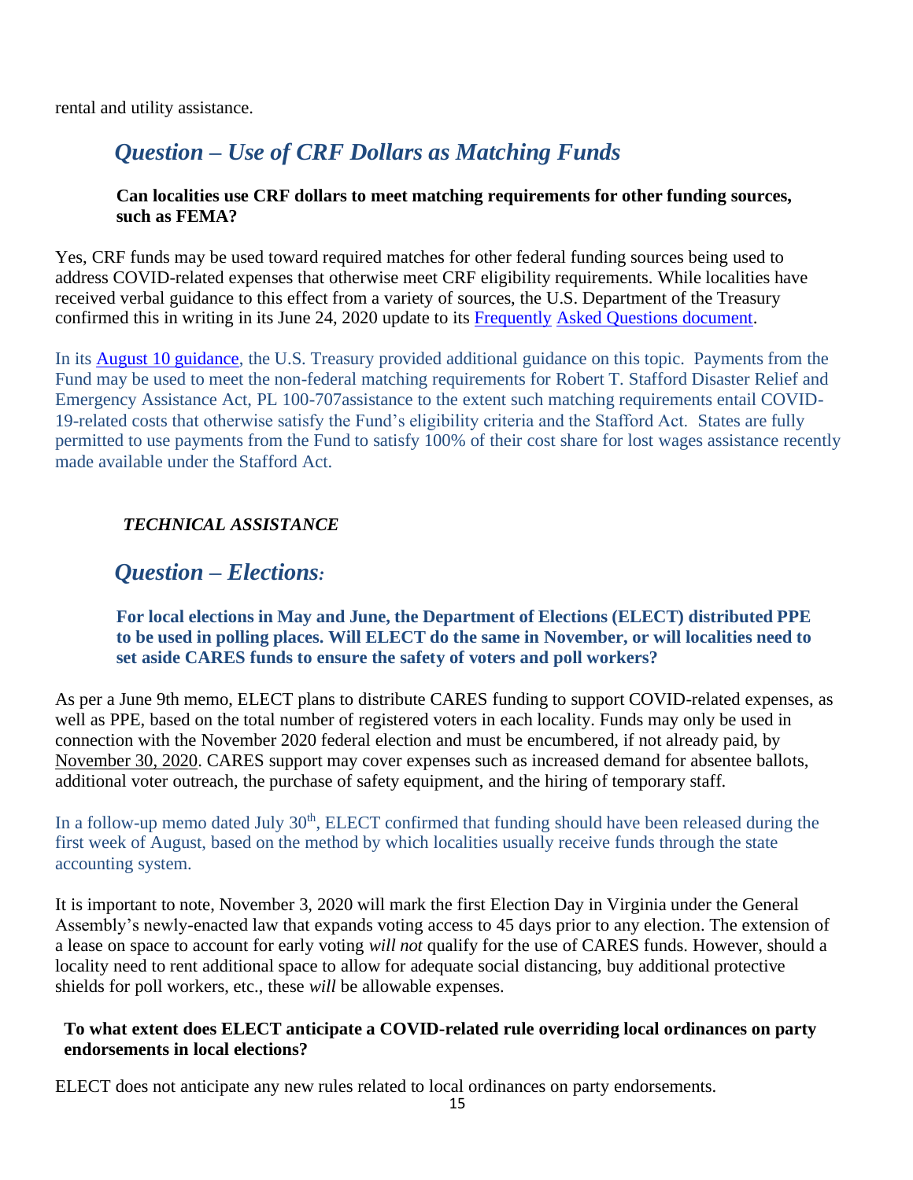rental and utility assistance.

## *Question – Use of CRF Dollars as Matching Funds*

**Can localities use CRF dollars to meet matching requirements for other funding sources, such as FEMA?**

Yes, CRF funds may be used toward required matches for other federal funding sources being used to address COVID-related expenses that otherwise meet CRF eligibility requirements. While localities have received verbal guidance to this effect from a variety of sources, the U.S. Department of the Treasury confirmed this in writing in its June 24, 2020 update to its Frequently Asked Questions document.

In its August 10 guidance, the U.S. Treasury provided additional guidance on this topic. Payments from the Fund may be used to meet the non-federal matching requirements for Robert T. Stafford Disaster Relief and Emergency Assistance Act, PL 100-707assistance to the extent such matching requirements entail COVID-19-related costs that otherwise satisfy the Fund's eligibility criteria and the Stafford Act. States are fully permitted to use payments from the Fund to satisfy 100% of their cost share for lost wages assistance recently made available under the Stafford Act.

### *TECHNICAL ASSISTANCE*

## *Question – Elections:*

**For local elections in May and June, the Department of Elections (ELECT) distributed PPE to be used in polling places. Will ELECT do the same in November, or will localities need to set aside CARES funds to ensure the safety of voters and poll workers?**

As per a June 9th memo, ELECT plans to distribute CARES funding to support COVID-related expenses, as well as PPE, based on the total number of registered voters in each locality. Funds may only be used in connection with the November 2020 federal election and must be encumbered, if not already paid, by November 30, 2020. CARES support may cover expenses such as increased demand for absentee ballots, additional voter outreach, the purchase of safety equipment, and the hiring of temporary staff.

In a follow-up memo dated July 30th, ELECT confirmed that funding should have been released during the first week of August, based on the method by which localities usually receive funds through the state accounting system.

It is important to note, November 3, 2020 will mark the first Election Day in Virginia under the General Assembly's newly-enacted law that expands voting access to 45 days prior to any election. The extension of a lease on space to account for early voting *will not* qualify for the use of CARES funds. However, should a locality need to rent additional space to allow for adequate social distancing, buy additional protective shields for poll workers, etc., these *will* be allowable expenses.

**To what extent does ELECT anticipate a COVID-related rule overriding local ordinances on party endorsements in local elections?**

ELECT does not anticipate any new rules related to local ordinances on party endorsements.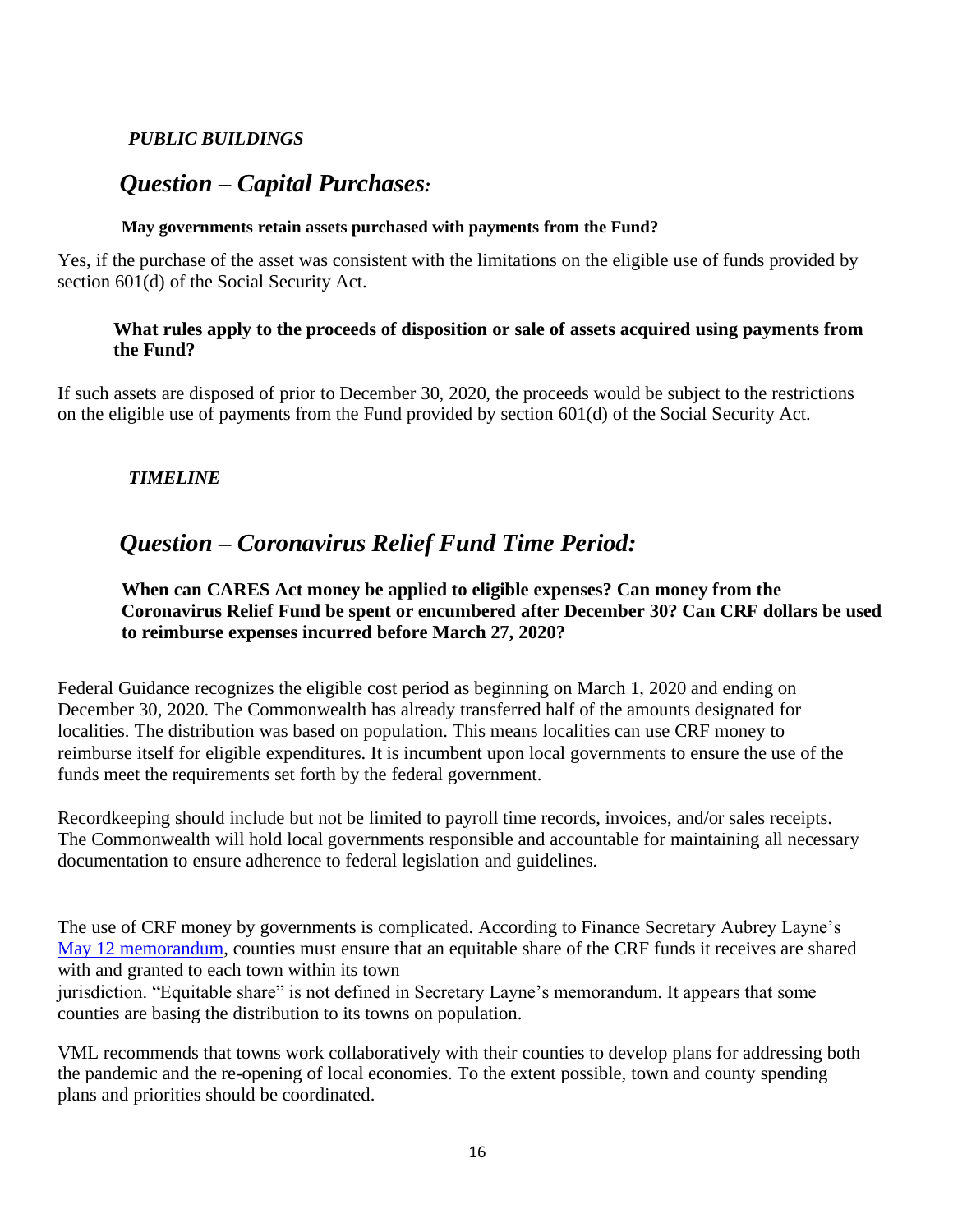***PUBLIC BUILDINGS***

## *Question – Capital Purchases:*

**May governments retain assets purchased with payments from the Fund?**

Yes, if the purchase of the asset was consistent with the limitations on the eligible use of funds provided by section 601(d) of the Social Security Act.

**What rules apply to the proceeds of disposition or sale of assets acquired using payments from the Fund?**

If such assets are disposed of prior to December 30, 2020, the proceeds would be subject to the restrictions on the eligible use of payments from the Fund provided by section 601(d) of the Social Security Act.

***TIMELINE***

## *Question – Coronavirus Relief Fund Time Period:*

**When can CARES Act money be applied to eligible expenses? Can money from the Coronavirus Relief Fund be spent or encumbered after December 30? Can CRF dollars be used to reimburse expenses incurred before March 27, 2020?**

Federal Guidance recognizes the eligible cost period as beginning on March 1, 2020 and ending on December 30, 2020. The Commonwealth has already transferred half of the amounts designated for localities. The distribution was based on population. This means localities can use CRF money to reimburse itself for eligible expenditures. It is incumbent upon local governments to ensure the use of the funds meet the requirements set forth by the federal government.

Recordkeeping should include but not be limited to payroll time records, invoices, and/or sales receipts. The Commonwealth will hold local governments responsible and accountable for maintaining all necessary documentation to ensure adherence to federal legislation and guidelines.

The use of CRF money by governments is complicated. According to Finance Secretary Aubrey Layne's May 12 memorandum, counties must ensure that an equitable share of the CRF funds it receives are shared with and granted to each town within its town jurisdiction. "Equitable share" is not defined in Secretary Layne's memorandum. It appears that some counties are basing the distribution to its towns on population.

VML recommends that towns work collaboratively with their counties to develop plans for addressing both the pandemic and the re-opening of local economies. To the extent possible, town and county spending plans and priorities should be coordinated.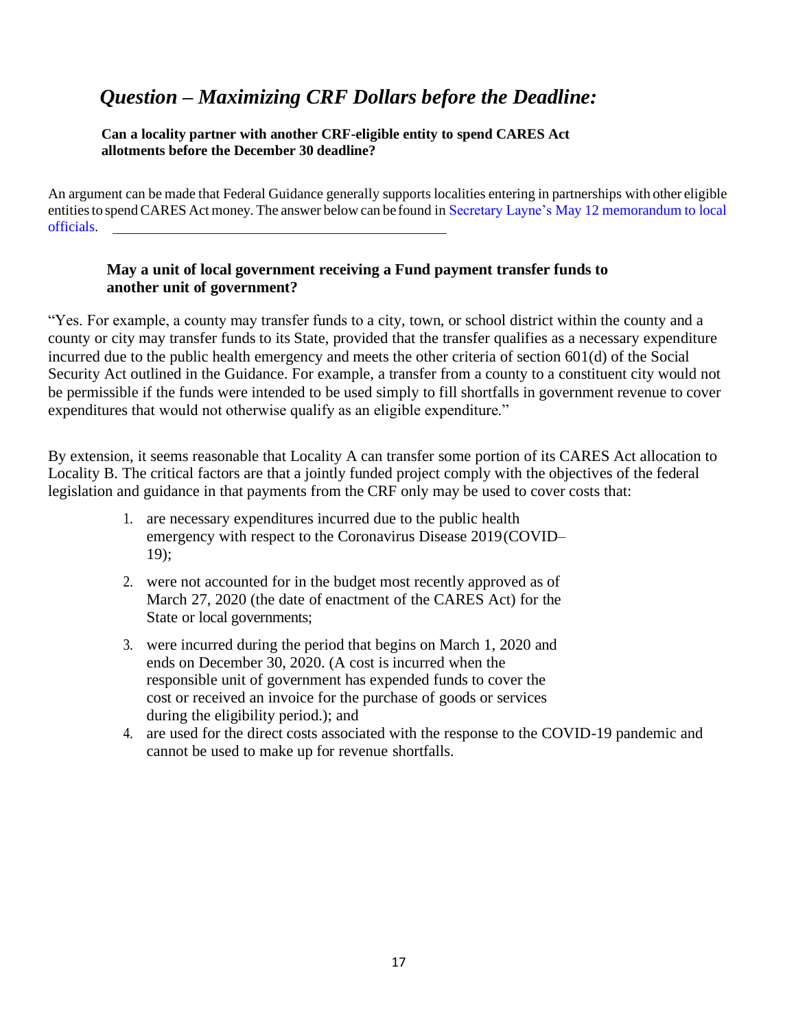## *Question – Maximizing CRF Dollars before the Deadline:*

**Can a locality partner with another CRF-eligible entity to spend CARES Act allotments before the December 30 deadline?**

An argument can be made that Federal Guidance generally supports localities entering in partnerships with other eligible entities to spend CARES Act money. The answer below can be found in Secretary Layne's May 12 memorandum to local officials.

**May a unit of local government receiving a Fund payment transfer funds to another unit of government?**

"Yes. For example, a county may transfer funds to a city, town, or school district within the county and a county or city may transfer funds to its State, provided that the transfer qualifies as a necessary expenditure incurred due to the public health emergency and meets the other criteria of section 601(d) of the Social Security Act outlined in the Guidance. For example, a transfer from a county to a constituent city would not be permissible if the funds were intended to be used simply to fill shortfalls in government revenue to cover expenditures that would not otherwise qualify as an eligible expenditure."

By extension, it seems reasonable that Locality A can transfer some portion of its CARES Act allocation to Locality B. The critical factors are that a jointly funded project comply with the objectives of the federal legislation and guidance in that payments from the CRF only may be used to cover costs that:

1. are necessary expenditures incurred due to the public health emergency with respect to the Coronavirus Disease 2019 (COVID–19);
2. were not accounted for in the budget most recently approved as of March 27, 2020 (the date of enactment of the CARES Act) for the State or local governments;
3. were incurred during the period that begins on March 1, 2020 and ends on December 30, 2020. (A cost is incurred when the responsible unit of government has expended funds to cover the cost or received an invoice for the purchase of goods or services during the eligibility period.); and
4. are used for the direct costs associated with the response to the COVID-19 pandemic and cannot be used to make up for revenue shortfalls.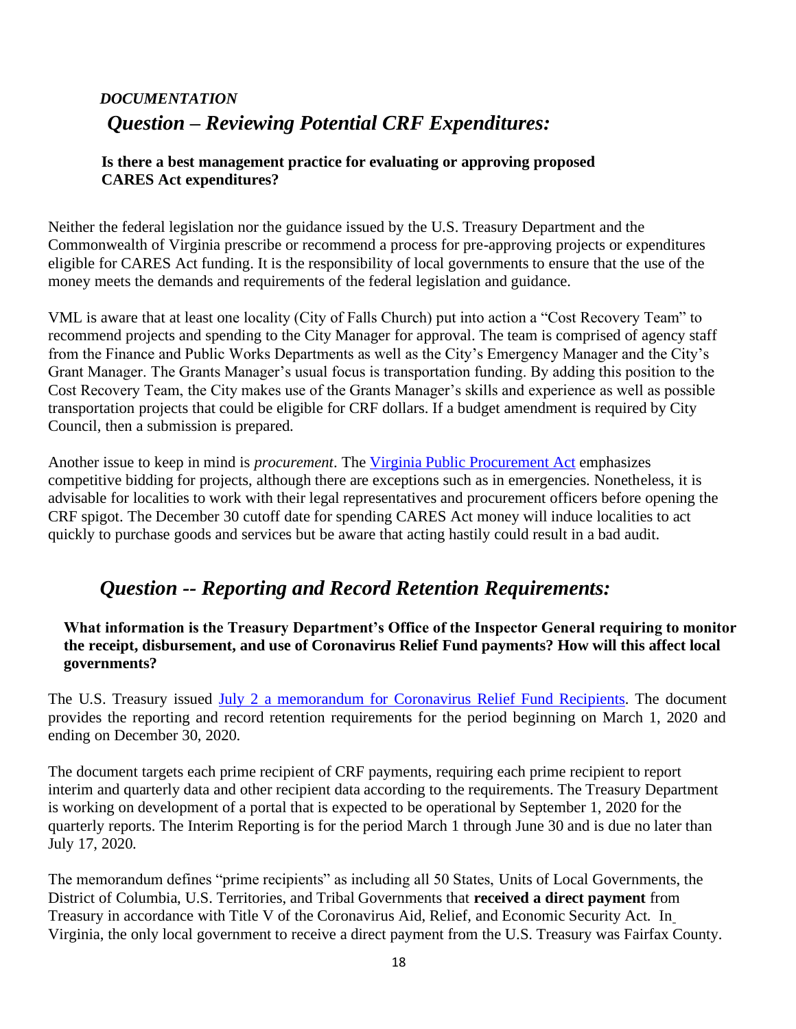*DOCUMENTATION*

## *Question – Reviewing Potential CRF Expenditures:*

**Is there a best management practice for evaluating or approving proposed CARES Act expenditures?**

Neither the federal legislation nor the guidance issued by the U.S. Treasury Department and the Commonwealth of Virginia prescribe or recommend a process for pre-approving projects or expenditures eligible for CARES Act funding. It is the responsibility of local governments to ensure that the use of the money meets the demands and requirements of the federal legislation and guidance.

VML is aware that at least one locality (City of Falls Church) put into action a "Cost Recovery Team" to recommend projects and spending to the City Manager for approval. The team is comprised of agency staff from the Finance and Public Works Departments as well as the City's Emergency Manager and the City's Grant Manager. The Grants Manager's usual focus is transportation funding. By adding this position to the Cost Recovery Team, the City makes use of the Grants Manager's skills and experience as well as possible transportation projects that could be eligible for CRF dollars. If a budget amendment is required by City Council, then a submission is prepared.

Another issue to keep in mind is *procurement*. The Virginia Public Procurement Act emphasizes competitive bidding for projects, although there are exceptions such as in emergencies. Nonetheless, it is advisable for localities to work with their legal representatives and procurement officers before opening the CRF spigot. The December 30 cutoff date for spending CARES Act money will induce localities to act quickly to purchase goods and services but be aware that acting hastily could result in a bad audit.

## *Question -- Reporting and Record Retention Requirements:*

**What information is the Treasury Department's Office of the Inspector General requiring to monitor the receipt, disbursement, and use of Coronavirus Relief Fund payments? How will this affect local governments?**

The U.S. Treasury issued July 2 a memorandum for Coronavirus Relief Fund Recipients. The document provides the reporting and record retention requirements for the period beginning on March 1, 2020 and ending on December 30, 2020.

The document targets each prime recipient of CRF payments, requiring each prime recipient to report interim and quarterly data and other recipient data according to the requirements. The Treasury Department is working on development of a portal that is expected to be operational by September 1, 2020 for the quarterly reports. The Interim Reporting is for the period March 1 through June 30 and is due no later than July 17, 2020.

The memorandum defines "prime recipients" as including all 50 States, Units of Local Governments, the District of Columbia, U.S. Territories, and Tribal Governments that **received a direct payment** from Treasury in accordance with Title V of the Coronavirus Aid, Relief, and Economic Security Act. In Virginia, the only local government to receive a direct payment from the U.S. Treasury was Fairfax County.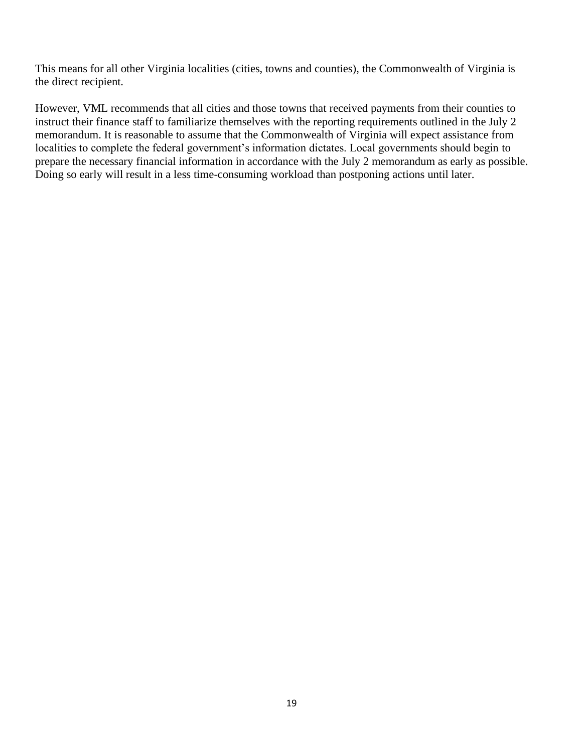This means for all other Virginia localities (cities, towns and counties), the Commonwealth of Virginia is the direct recipient.

However, VML recommends that all cities and those towns that received payments from their counties to instruct their finance staff to familiarize themselves with the reporting requirements outlined in the July 2 memorandum. It is reasonable to assume that the Commonwealth of Virginia will expect assistance from localities to complete the federal government's information dictates. Local governments should begin to prepare the necessary financial information in accordance with the July 2 memorandum as early as possible. Doing so early will result in a less time-consuming workload than postponing actions until later.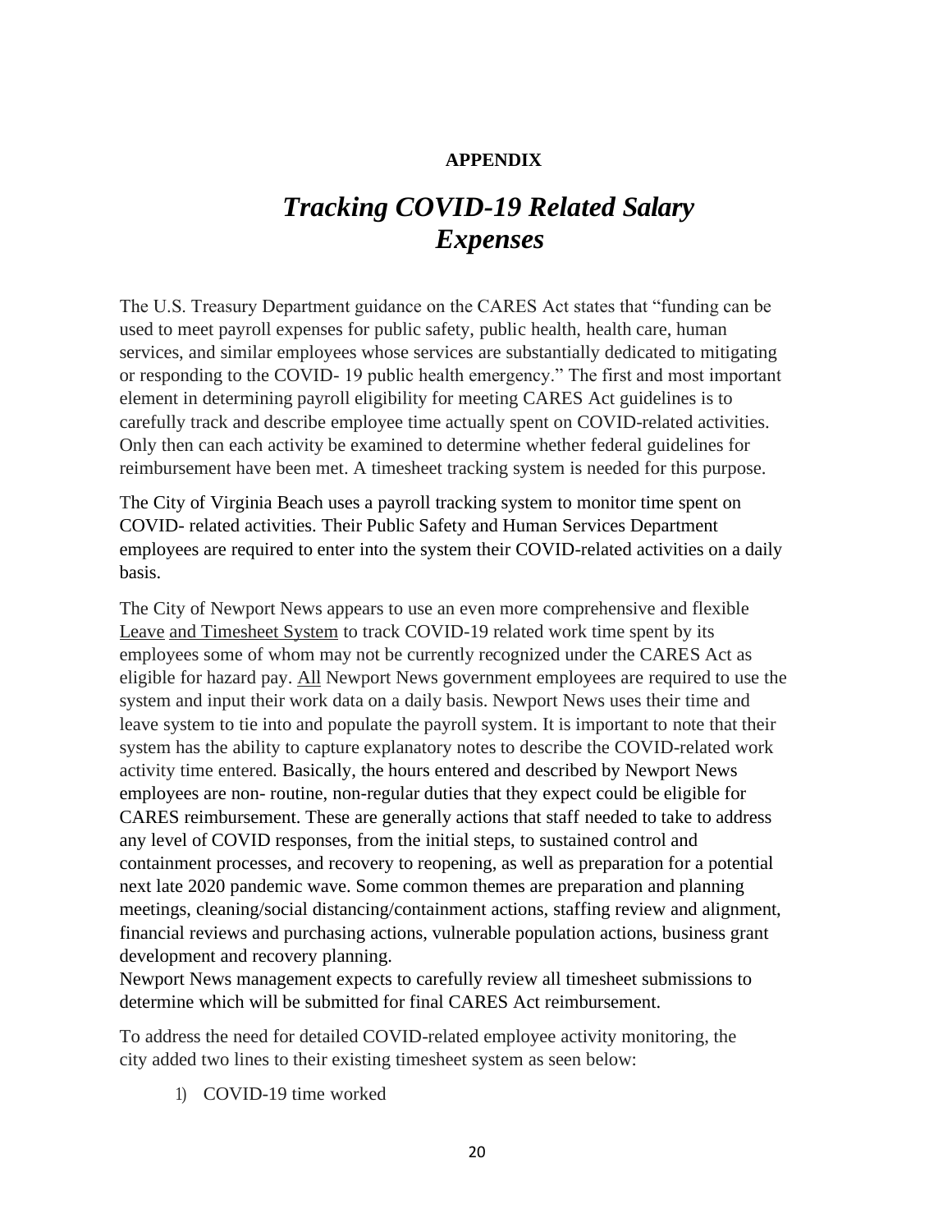**APPENDIX**

# *Tracking COVID-19 Related Salary Expenses*

The U.S. Treasury Department guidance on the CARES Act states that "funding can be used to meet payroll expenses for public safety, public health, health care, human services, and similar employees whose services are substantially dedicated to mitigating or responding to the COVID- 19 public health emergency." The first and most important element in determining payroll eligibility for meeting CARES Act guidelines is to carefully track and describe employee time actually spent on COVID-related activities. Only then can each activity be examined to determine whether federal guidelines for reimbursement have been met. A timesheet tracking system is needed for this purpose.

The City of Virginia Beach uses a payroll tracking system to monitor time spent on COVID- related activities. Their Public Safety and Human Services Department employees are required to enter into the system their COVID-related activities on a daily basis.

The City of Newport News appears to use an even more comprehensive and flexible Leave and Timesheet System to track COVID-19 related work time spent by its employees some of whom may not be currently recognized under the CARES Act as eligible for hazard pay. All Newport News government employees are required to use the system and input their work data on a daily basis. Newport News uses their time and leave system to tie into and populate the payroll system. It is important to note that their system has the ability to capture explanatory notes to describe the COVID-related work activity time entered. Basically, the hours entered and described by Newport News employees are non- routine, non-regular duties that they expect could be eligible for CARES reimbursement. These are generally actions that staff needed to take to address any level of COVID responses, from the initial steps, to sustained control and containment processes, and recovery to reopening, as well as preparation for a potential next late 2020 pandemic wave. Some common themes are preparation and planning meetings, cleaning/social distancing/containment actions, staffing review and alignment, financial reviews and purchasing actions, vulnerable population actions, business grant development and recovery planning.

Newport News management expects to carefully review all timesheet submissions to determine which will be submitted for final CARES Act reimbursement.

To address the need for detailed COVID-related employee activity monitoring, the city added two lines to their existing timesheet system as seen below:

1) COVID-19 time worked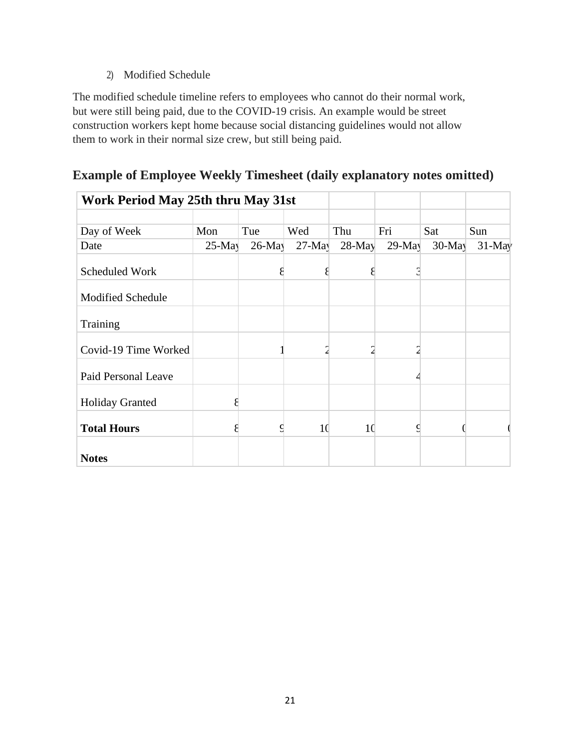2) Modified Schedule

The modified schedule timeline refers to employees who cannot do their normal work, but were still being paid, due to the COVID-19 crisis. An example would be street construction workers kept home because social distancing guidelines would not allow them to work in their normal size crew, but still being paid.

## Example of Employee Weekly Timesheet (daily explanatory notes omitted)

| **Work Period May 25th thru May 31st** | | | | | | | |
|---|---|---|---|---|---|---|---|
| | | | | | | | |
| Day of Week | Mon | Tue | Wed | Thu | Fri | Sat | Sun |
| Date | 25-May | 26-May | 27-May | 28-May | 29-May | 30-May | 31-May |
| Scheduled Work | | 8 | 8 | 8 | 3 | | |
| Modified Schedule | | | | | | | |
| Training | | | | | | | |
| Covid-19 Time Worked | | 1 | 2 | 2 | 2 | | |
| Paid Personal Leave | | | | | 4 | | |
| Holiday Granted | 8 | | | | | | |
| **Total Hours** | 8 | 9 | 10 | 10 | 9 | 0 | 0 |
| **Notes** | | | | | | | |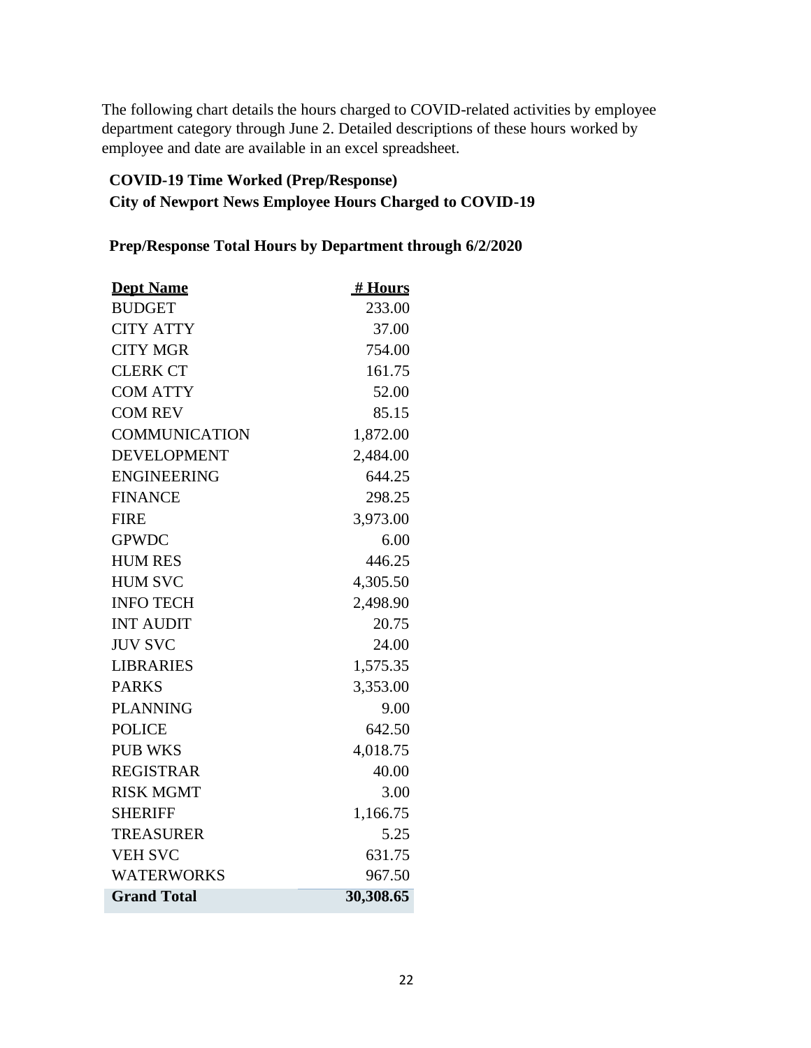The following chart details the hours charged to COVID-related activities by employee department category through June 2. Detailed descriptions of these hours worked by employee and date are available in an excel spreadsheet.

**COVID-19 Time Worked (Prep/Response)**

**City of Newport News Employee Hours Charged to COVID-19**

**Prep/Response Total Hours by Department through 6/2/2020**

| Dept Name | # Hours |
|---|---|
| BUDGET | 233.00 |
| CITY ATTY | 37.00 |
| CITY MGR | 754.00 |
| CLERK CT | 161.75 |
| COM ATTY | 52.00 |
| COM REV | 85.15 |
| COMMUNICATION | 1,872.00 |
| DEVELOPMENT | 2,484.00 |
| ENGINEERING | 644.25 |
| FINANCE | 298.25 |
| FIRE | 3,973.00 |
| GPWDC | 6.00 |
| HUM RES | 446.25 |
| HUM SVC | 4,305.50 |
| INFO TECH | 2,498.90 |
| INT AUDIT | 20.75 |
| JUV SVC | 24.00 |
| LIBRARIES | 1,575.35 |
| PARKS | 3,353.00 |
| PLANNING | 9.00 |
| POLICE | 642.50 |
| PUB WKS | 4,018.75 |
| REGISTRAR | 40.00 |
| RISK MGMT | 3.00 |
| SHERIFF | 1,166.75 |
| TREASURER | 5.25 |
| VEH SVC | 631.75 |
| WATERWORKS | 967.50 |
| **Grand Total** | **30,308.65** |